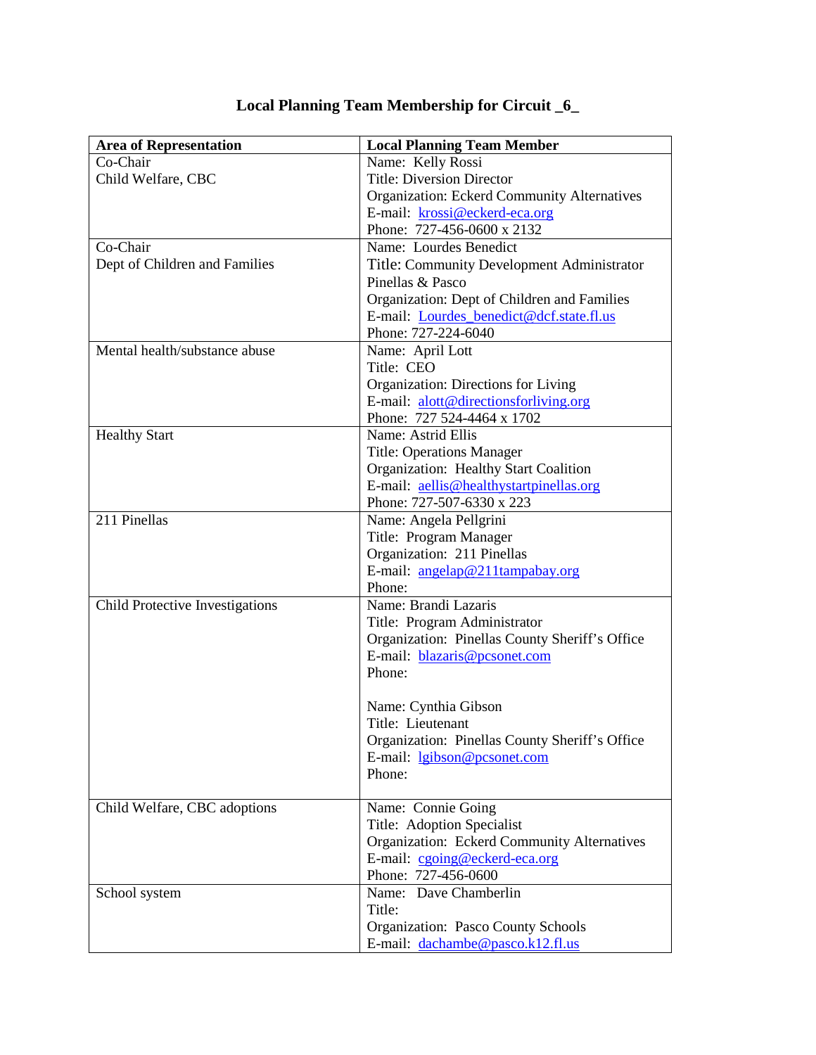# Local Planning Team Membership for Circuit _6_

| Area of Representation | Local Planning Team Member |
|---|---|
| Co-Chair<br>Child Welfare, CBC | Name: Kelly Rossi<br>Title: Diversion Director<br>Organization: Eckerd Community Alternatives<br>E-mail: krossi@eckerd-eca.org<br>Phone: 727-456-0600 x 2132 |
| Co-Chair<br>Dept of Children and Families | Name: Lourdes Benedict<br>Title: Community Development Administrator Pinellas & Pasco<br>Organization: Dept of Children and Families<br>E-mail: Lourdes_benedict@dcf.state.fl.us<br>Phone: 727-224-6040 |
| Mental health/substance abuse | Name: April Lott<br>Title: CEO<br>Organization: Directions for Living<br>E-mail: alott@directionsforliving.org<br>Phone: 727 524-4464 x 1702 |
| Healthy Start | Name: Astrid Ellis<br>Title: Operations Manager<br>Organization: Healthy Start Coalition<br>E-mail: aellis@healthystartpinellas.org<br>Phone: 727-507-6330 x 223 |
| 211 Pinellas | Name: Angela Pellgrini<br>Title: Program Manager<br>Organization: 211 Pinellas<br>E-mail: angelap@211tampabay.org<br>Phone: |
| Child Protective Investigations | Name: Brandi Lazaris<br>Title: Program Administrator<br>Organization: Pinellas County Sheriff's Office<br>E-mail: blazaris@pcsonet.com<br>Phone:<br><br>Name: Cynthia Gibson<br>Title: Lieutenant<br>Organization: Pinellas County Sheriff's Office<br>E-mail: lgibson@pcsonet.com<br>Phone: |
| Child Welfare, CBC adoptions | Name: Connie Going<br>Title: Adoption Specialist<br>Organization: Eckerd Community Alternatives<br>E-mail: cgoing@eckerd-eca.org<br>Phone: 727-456-0600 |
| School system | Name: Dave Chamberlin<br>Title:<br>Organization: Pasco County Schools<br>E-mail: dachambe@pasco.k12.fl.us |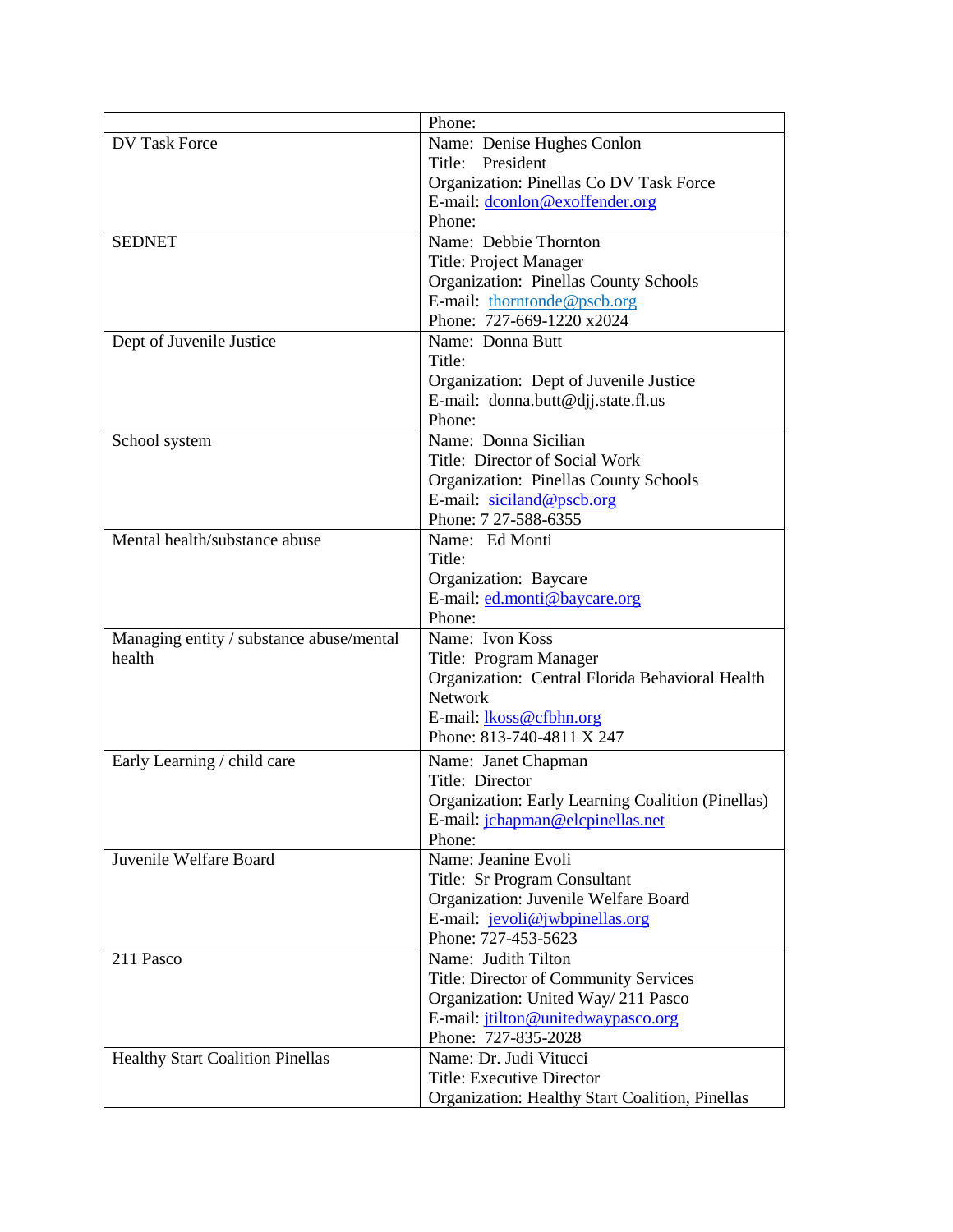| | |
|---|---|
| | Phone: |
| DV Task Force | Name: Denise Hughes Conlon<br>Title: President<br>Organization: Pinellas Co DV Task Force<br>E-mail: dconlon@exoffender.org<br>Phone: |
| SEDNET | Name: Debbie Thornton<br>Title: Project Manager<br>Organization: Pinellas County Schools<br>E-mail: thorntonde@pscb.org<br>Phone: 727-669-1220 x2024 |
| Dept of Juvenile Justice | Name: Donna Butt<br>Title:<br>Organization: Dept of Juvenile Justice<br>E-mail: donna.butt@djj.state.fl.us<br>Phone: |
| School system | Name: Donna Sicilian<br>Title: Director of Social Work<br>Organization: Pinellas County Schools<br>E-mail: siciland@pscb.org<br>Phone: 7 27-588-6355 |
| Mental health/substance abuse | Name: Ed Monti<br>Title:<br>Organization: Baycare<br>E-mail: ed.monti@baycare.org<br>Phone: |
| Managing entity / substance abuse/mental health | Name: Ivon Koss<br>Title: Program Manager<br>Organization: Central Florida Behavioral Health Network<br>E-mail: lkoss@cfbhn.org<br>Phone: 813-740-4811 X 247 |
| Early Learning / child care | Name: Janet Chapman<br>Title: Director<br>Organization: Early Learning Coalition (Pinellas)<br>E-mail: jchapman@elcpinellas.net<br>Phone: |
| Juvenile Welfare Board | Name: Jeanine Evoli<br>Title: Sr Program Consultant<br>Organization: Juvenile Welfare Board<br>E-mail: jevoli@jwbpinellas.org<br>Phone: 727-453-5623 |
| 211 Pasco | Name: Judith Tilton<br>Title: Director of Community Services<br>Organization: United Way/ 211 Pasco<br>E-mail: jtilton@unitedwaypasco.org<br>Phone: 727-835-2028 |
| Healthy Start Coalition Pinellas | Name: Dr. Judi Vitucci<br>Title: Executive Director<br>Organization: Healthy Start Coalition, Pinellas |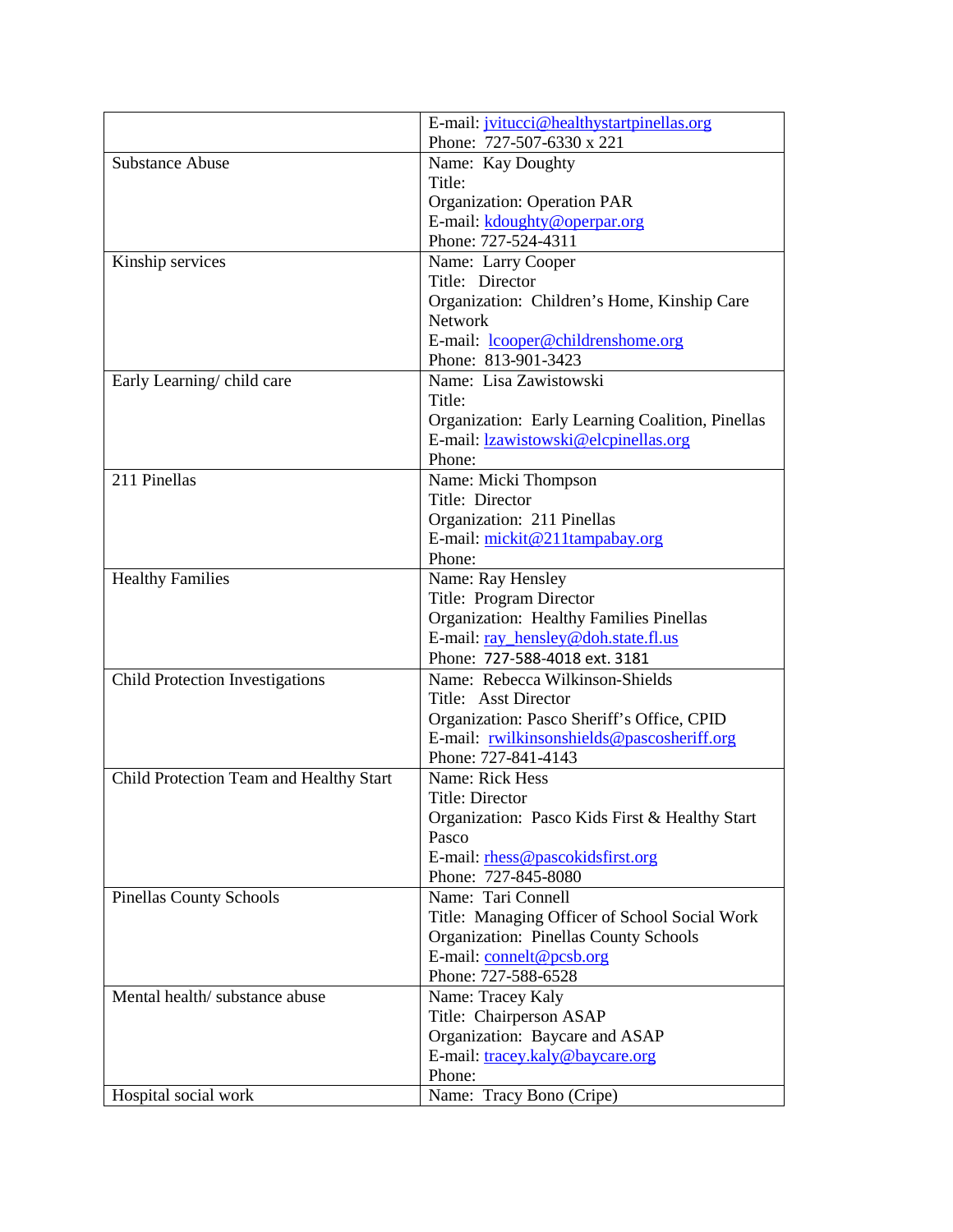| | |
|---|---|
| | E-mail: jvitucci@healthystartpinellas.org<br>Phone: 727-507-6330 x 221 |
| Substance Abuse | Name: Kay Doughty<br>Title:<br>Organization: Operation PAR<br>E-mail: kdoughty@operpar.org<br>Phone: 727-524-4311 |
| Kinship services | Name: Larry Cooper<br>Title: Director<br>Organization: Children's Home, Kinship Care Network<br>E-mail: lcooper@childrenshome.org<br>Phone: 813-901-3423 |
| Early Learning/ child care | Name: Lisa Zawistowski<br>Title:<br>Organization: Early Learning Coalition, Pinellas<br>E-mail: lzawistowski@elcpinellas.org<br>Phone: |
| 211 Pinellas | Name: Micki Thompson<br>Title: Director<br>Organization: 211 Pinellas<br>E-mail: mickit@211tampabay.org<br>Phone: |
| Healthy Families | Name: Ray Hensley<br>Title: Program Director<br>Organization: Healthy Families Pinellas<br>E-mail: ray_hensley@doh.state.fl.us<br>Phone: 727-588-4018 ext. 3181 |
| Child Protection Investigations | Name: Rebecca Wilkinson-Shields<br>Title: Asst Director<br>Organization: Pasco Sheriff's Office, CPID<br>E-mail: rwilkinsonshields@pascosheriff.org<br>Phone: 727-841-4143 |
| Child Protection Team and Healthy Start | Name: Rick Hess<br>Title: Director<br>Organization: Pasco Kids First & Healthy Start Pasco<br>E-mail: rhess@pascokidsfirst.org<br>Phone: 727-845-8080 |
| Pinellas County Schools | Name: Tari Connell<br>Title: Managing Officer of School Social Work<br>Organization: Pinellas County Schools<br>E-mail: connelt@pcsb.org<br>Phone: 727-588-6528 |
| Mental health/ substance abuse | Name: Tracey Kaly<br>Title: Chairperson ASAP<br>Organization: Baycare and ASAP<br>E-mail: tracey.kaly@baycare.org<br>Phone: |
| Hospital social work | Name: Tracy Bono (Cripe) |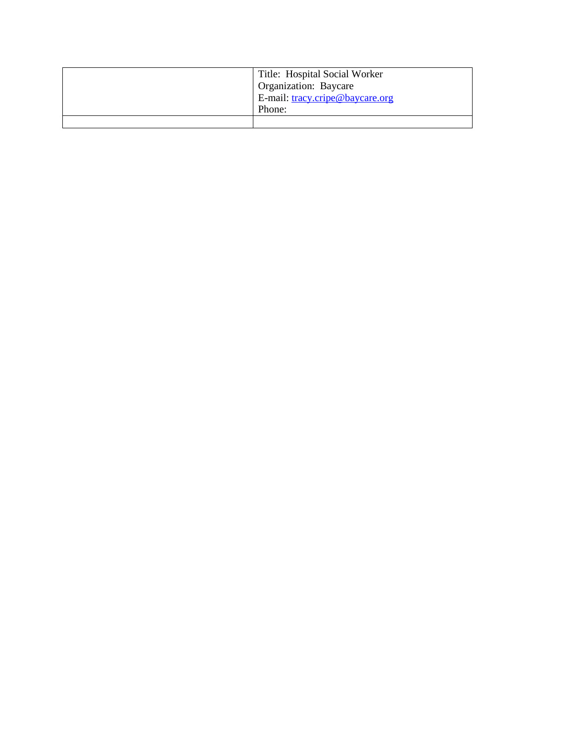| | |
|---|---|
| | Title: Hospital Social Worker<br>Organization: Baycare<br>E-mail: tracy.cripe@baycare.org<br>Phone: |
| | |